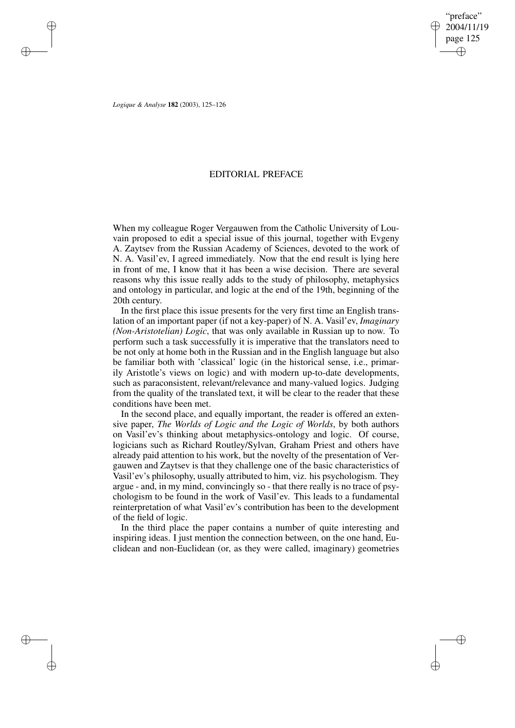# EDITORIAL PREFACE

When my colleague Roger Vergauwen from the Catholic University of Louvain proposed to edit a special issue of this journal, together with Evgeny A. Zaytsev from the Russian Academy of Sciences, devoted to the work of N. A. Vasil'ev, I agreed immediately. Now that the end result is lying here in front of me, I know that it has been a wise decision. There are several reasons why this issue really adds to the study of philosophy, metaphysics and ontology in particular, and logic at the end of the 19th, beginning of the 20th century.

In the first place this issue presents for the very first time an English translation of an important paper (if not a key-paper) of N. A. Vasil'ev, *Imaginary (Non-Aristotelian) Logic*, that was only available in Russian up to now. To perform such a task successfully it is imperative that the translators need to be not only at home both in the Russian and in the English language but also be familiar both with 'classical' logic (in the historical sense, i.e., primarily Aristotle's views on logic) and with modern up-to-date developments, such as paraconsistent, relevant/relevance and many-valued logics. Judging from the quality of the translated text, it will be clear to the reader that these conditions have been met.

In the second place, and equally important, the reader is offered an extensive paper, *The Worlds of Logic and the Logic of Worlds*, by both authors on Vasil'ev's thinking about metaphysics-ontology and logic. Of course, logicians such as Richard Routley/Sylvan, Graham Priest and others have already paid attention to his work, but the novelty of the presentation of Vergauwen and Zaytsev is that they challenge one of the basic characteristics of Vasil'ev's philosophy, usually attributed to him, viz. his psychologism. They argue - and, in my mind, convincingly so - that there really is no trace of psychologism to be found in the work of Vasil'ev. This leads to a fundamental reinterpretation of what Vasil'ev's contribution has been to the development of the field of logic.

In the third place the paper contains a number of quite interesting and inspiring ideas. I just mention the connection between, on the one hand, Euclidean and non-Euclidean (or, as they were called, imaginary) geometries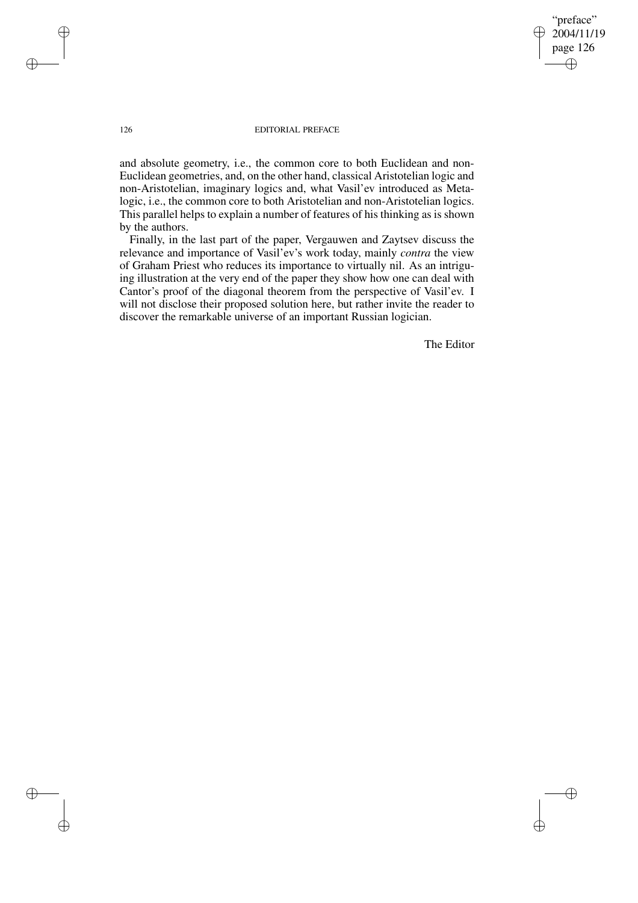and absolute geometry, i.e., the common core to both Euclidean and non-Euclidean geometries, and, on the other hand, classical Aristotelian logic and non-Aristotelian, imaginary logics and, what Vasil'ev introduced as Meta-logic, i.e., the common core to both Aristotelian and non-Aristotelian logics. This parallel helps to explain a number of features of his thinking as is shown by the authors.

Finally, in the last part of the paper, Vergauwen and Zaytsev discuss the relevance and importance of Vasil'ev's work today, mainly *contra* the view of Graham Priest who reduces its importance to virtually nil. As an intriguing illustration at the very end of the paper they show how one can deal with Cantor's proof of the diagonal theorem from the perspective of Vasil'ev. I will not disclose their proposed solution here, but rather invite the reader to discover the remarkable universe of an important Russian logician.

The Editor